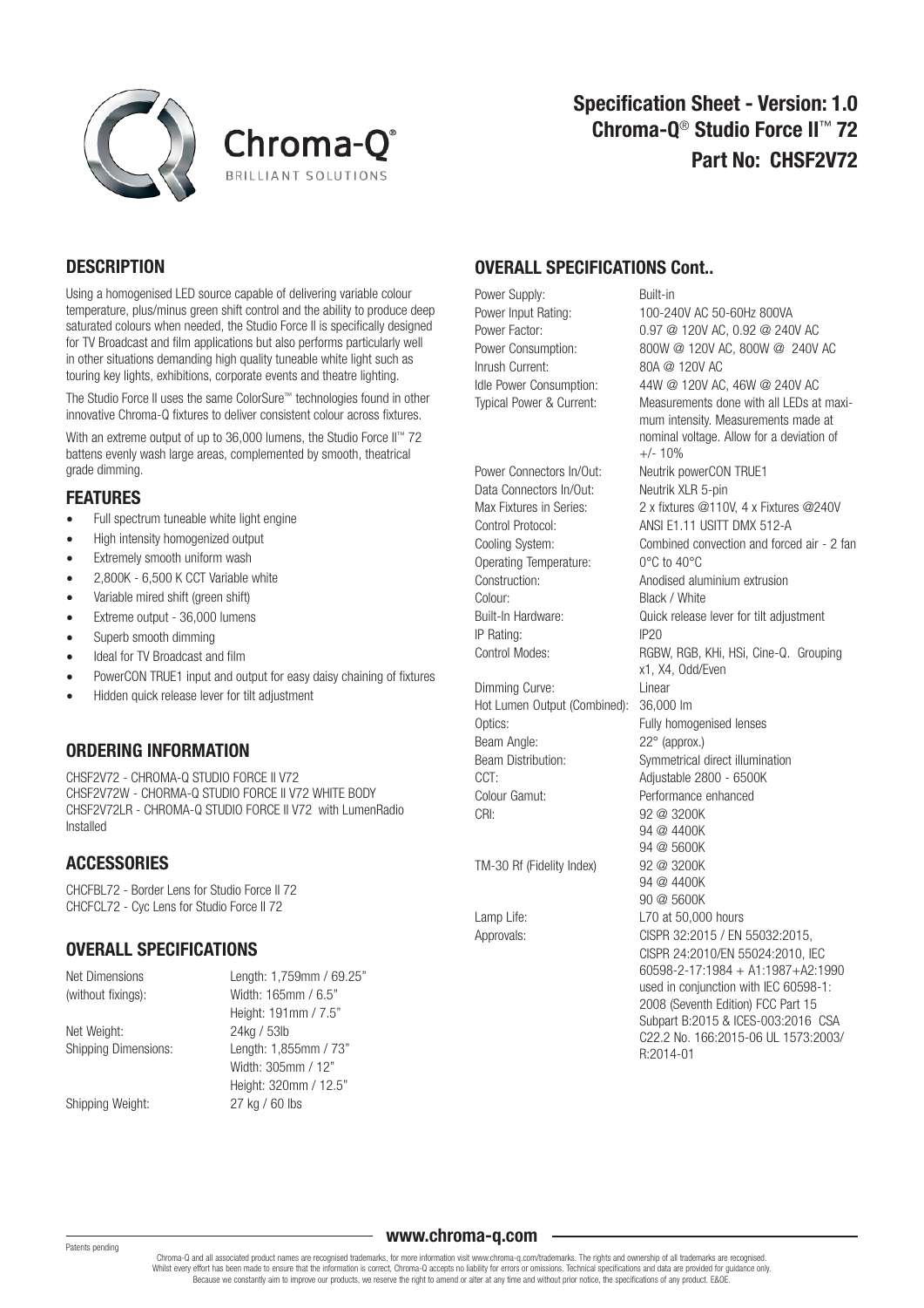Chroma-Q®
BRILLIANT SOLUTIONS

# Specification Sheet - Version: 1.0
# Chroma-Q® Studio Force II™ 72
# Part No: CHSF2V72

## DESCRIPTION

Using a homogenised LED source capable of delivering variable colour temperature, plus/minus green shift control and the ability to produce deep saturated colours when needed, the Studio Force II is specifically designed for TV Broadcast and film applications but also performs particularly well in other situations demanding high quality tuneable white light such as touring key lights, exhibitions, corporate events and theatre lighting.

The Studio Force II uses the same ColorSure™ technologies found in other innovative Chroma-Q fixtures to deliver consistent colour across fixtures.

With an extreme output of up to 36,000 lumens, the Studio Force II™ 72 battens evenly wash large areas, complemented by smooth, theatrical grade dimming.

## FEATURES

- Full spectrum tuneable white light engine
- High intensity homogenized output
- Extremely smooth uniform wash
- 2,800K - 6,500 K CCT Variable white
- Variable mired shift (green shift)
- Extreme output - 36,000 lumens
- Superb smooth dimming
- Ideal for TV Broadcast and film
- PowerCON TRUE1 input and output for easy daisy chaining of fixtures
- Hidden quick release lever for tilt adjustment

## ORDERING INFORMATION

CHSF2V72 - CHROMA-Q STUDIO FORCE II V72
CHSF2V72W - CHORMA-Q STUDIO FORCE II V72 WHITE BODY
CHSF2V72LR - CHROMA-Q STUDIO FORCE II V72 with LumenRadio Installed

## ACCESSORIES

CHCFBL72 - Border Lens for Studio Force II 72
CHCFCL72 - Cyc Lens for Studio Force II 72

## OVERALL SPECIFICATIONS

| | |
|---|---|
| Net Dimensions (without fixings): | Length: 1,759mm / 69.25"<br>Width: 165mm / 6.5"<br>Height: 191mm / 7.5" |
| Net Weight: | 24kg / 53lb |
| Shipping Dimensions: | Length: 1,855mm / 73"<br>Width: 305mm / 12"<br>Height: 320mm / 12.5" |
| Shipping Weight: | 27 kg / 60 lbs |

## OVERALL SPECIFICATIONS Cont..

| | |
|---|---|
| Power Supply: | Built-in |
| Power Input Rating: | 100-240V AC 50-60Hz 800VA |
| Power Factor: | 0.97 @ 120V AC, 0.92 @ 240V AC |
| Power Consumption: | 800W @ 120V AC, 800W @ 240V AC |
| Inrush Current: | 80A @ 120V AC |
| Idle Power Consumption: | 44W @ 120V AC, 46W @ 240V AC |
| Typical Power & Current: | Measurements done with all LEDs at maximum intensity. Measurements made at nominal voltage. Allow for a deviation of +/- 10% |
| Power Connectors In/Out: | Neutrik powerCON TRUE1 |
| Data Connectors In/Out: | Neutrik XLR 5-pin |
| Max Fixtures in Series: | 2 x fixtures @110V, 4 x Fixtures @240V |
| Control Protocol: | ANSI E1.11 USITT DMX 512-A |
| Cooling System: | Combined convection and forced air - 2 fan |
| Operating Temperature: | 0°C to 40°C |
| Construction: | Anodised aluminium extrusion |
| Colour: | Black / White |
| Built-In Hardware: | Quick release lever for tilt adjustment |
| IP Rating: | IP20 |
| Control Modes: | RGBW, RGB, KHi, HSi, Cine-Q. Grouping x1, X4, Odd/Even |
| Dimming Curve: | Linear |
| Hot Lumen Output (Combined): | 36,000 lm |
| Optics: | Fully homogenised lenses |
| Beam Angle: | 22° (approx.) |
| Beam Distribution: | Symmetrical direct illumination |
| CCT: | Adjustable 2800 - 6500K |
| Colour Gamut: | Performance enhanced |
| CRI: | 92 @ 3200K<br>94 @ 4400K<br>94 @ 5600K |
| TM-30 Rf (Fidelity Index) | 92 @ 3200K<br>94 @ 4400K<br>90 @ 5600K |
| Lamp Life: | L70 at 50,000 hours |
| Approvals: | CISPR 32:2015 / EN 55032:2015, CISPR 24:2010/EN 55024:2010, IEC 60598-2-17:1984 + A1:1987+A2:1990 used in conjunction with IEC 60598-1: 2008 (Seventh Edition) FCC Part 15 Subpart B:2015 & ICES-003:2016 CSA C22.2 No. 166:2015-06 UL 1573:2003/ R:2014-01 |

www.chroma-q.com

Patents pending

Chroma-Q and all associated product names are recognised trademarks, for more information visit www.chroma-q.com/trademarks. The rights and ownership of all trademarks are recognised. Whilst every effort has been made to ensure that the information is correct, Chroma-Q accepts no liability for errors or omissions. Technical specifications and data are provided for guidance only. Because we constantly aim to improve our products, we reserve the right to amend or alter at any time and without prior notice, the specifications of any product. E&OE.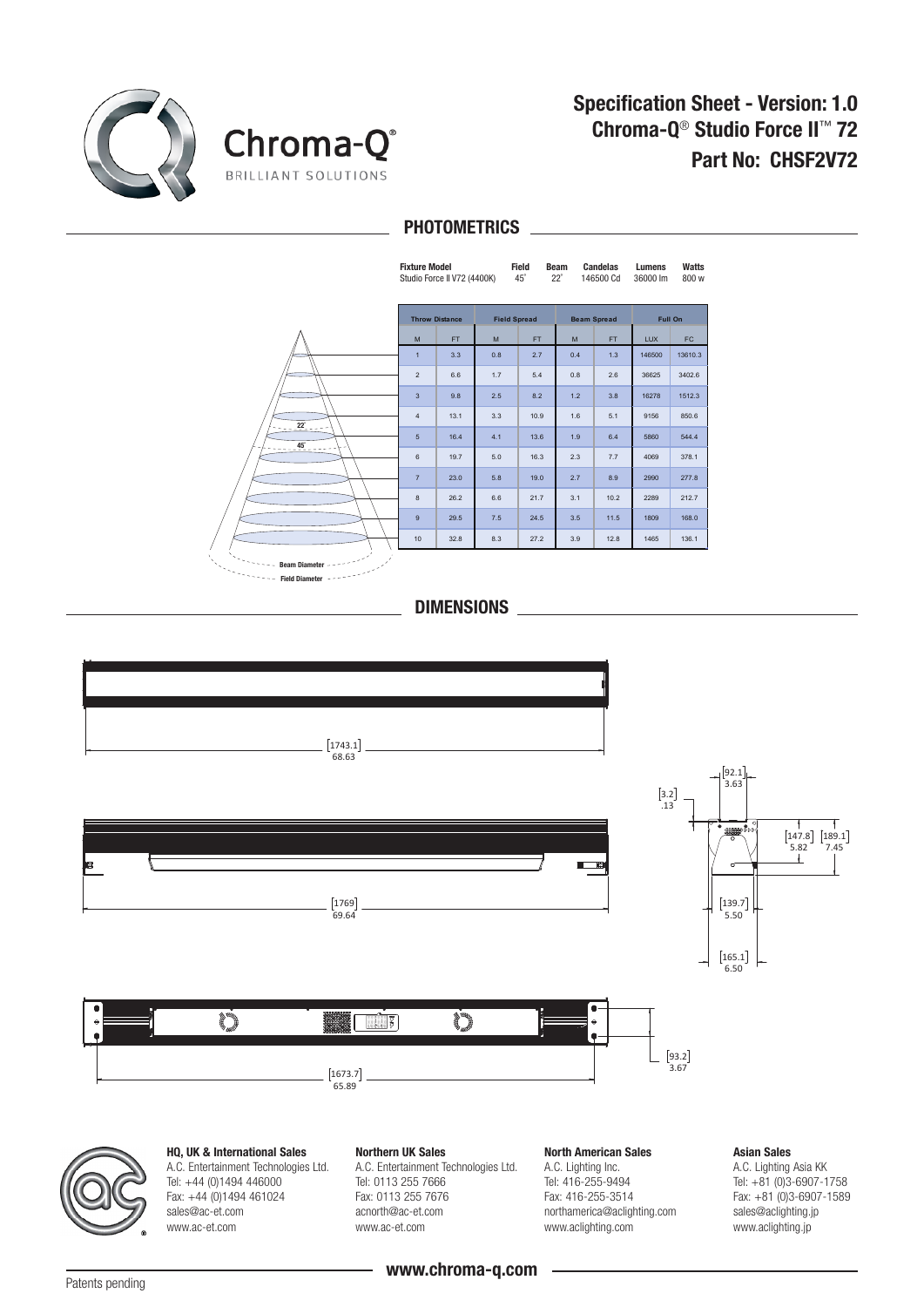# Specification Sheet - Version: 1.0
## Chroma-Q® Studio Force II™ 72
## Part No: CHSF2V72

## PHOTOMETRICS

| Fixture Model | Field | Beam | Candelas | Lumens | Watts |
|---|---|---|---|---|---|
| Studio Force II V72 (4400K) | 45˚ | 22˚ | 146500 Cd | 36000 lm | 800 w |

| Throw Distance | | Field Spread | | Beam Spread | | Full On | |
|---|---|---|---|---|---|---|---|
| M | FT | M | FT | M | FT | LUX | FC |
| 1 | 3.3 | 0.8 | 2.7 | 0.4 | 1.3 | 146500 | 13610.3 |
| 2 | 6.6 | 1.7 | 5.4 | 0.8 | 2.6 | 36625 | 3402.6 |
| 3 | 9.8 | 2.5 | 8.2 | 1.2 | 3.8 | 16278 | 1512.3 |
| 4 | 13.1 | 3.3 | 10.9 | 1.6 | 5.1 | 9156 | 850.6 |
| 5 | 16.4 | 4.1 | 13.6 | 1.9 | 6.4 | 5860 | 544.4 |
| 6 | 19.7 | 5.0 | 16.3 | 2.3 | 7.7 | 4069 | 378.1 |
| 7 | 23.0 | 5.8 | 19.0 | 2.7 | 8.9 | 2990 | 277.8 |
| 8 | 26.2 | 6.6 | 21.7 | 3.1 | 10.2 | 2289 | 212.7 |
| 9 | 29.5 | 7.5 | 24.5 | 3.5 | 11.5 | 1809 | 168.0 |
| 10 | 32.8 | 8.3 | 27.2 | 3.9 | 12.8 | 1465 | 136.1 |

22˚
45˚
Beam Diameter
Field Diameter

## DIMENSIONS

[1743.1] 68.63

[1769] 69.64

[92.1] 3.63
[3.2] .13
[147.8] 5.82
[189.1] 7.45
[139.7] 5.50
[165.1] 6.50

[1673.7] 65.89
[93.2] 3.67

**HQ, UK & International Sales**
A.C. Entertainment Technologies Ltd.
Tel: +44 (0)1494 446000
Fax: +44 (0)1494 461024
sales@ac-et.com
www.ac-et.com

**Northern UK Sales**
A.C. Entertainment Technologies Ltd.
Tel: 0113 255 7666
Fax: 0113 255 7676
acnorth@ac-et.com
www.ac-et.com

**North American Sales**
A.C. Lighting Inc.
Tel: 416-255-9494
Fax: 416-255-3514
northamerica@aclighting.com
www.aclighting.com

**Asian Sales**
A.C. Lighting Asia KK
Tel: +81 (0)3-6907-1758
Fax: +81 (0)3-6907-1589
sales@aclighting.jp
www.aclighting.jp

**www.chroma-q.com**

Patents pending